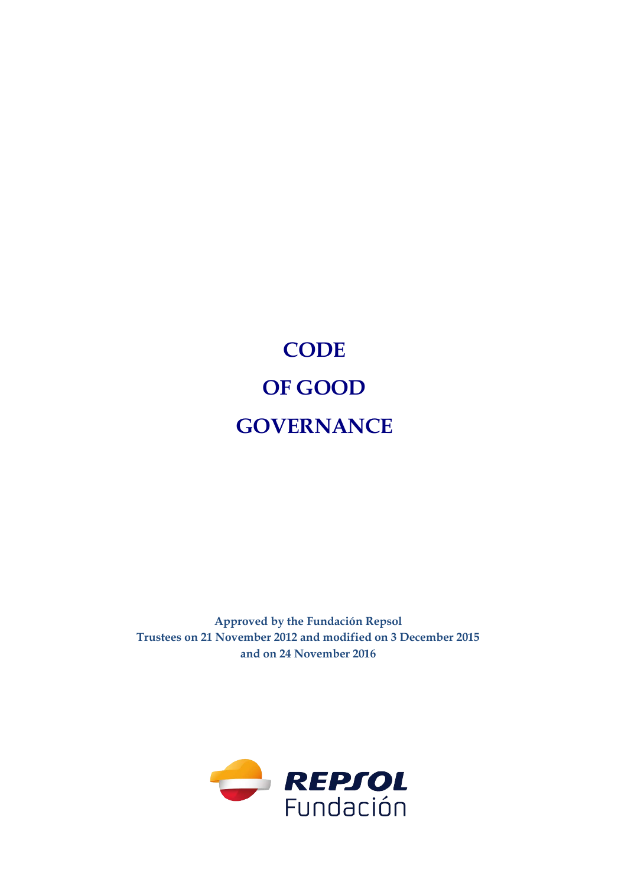# CODE OF GOOD GOVERNANCE

**Approved by the Fundación Repsol Trustees on 21 November 2012 and modified on 3 December 2015 and on 24 November 2016**

REPSOL Fundación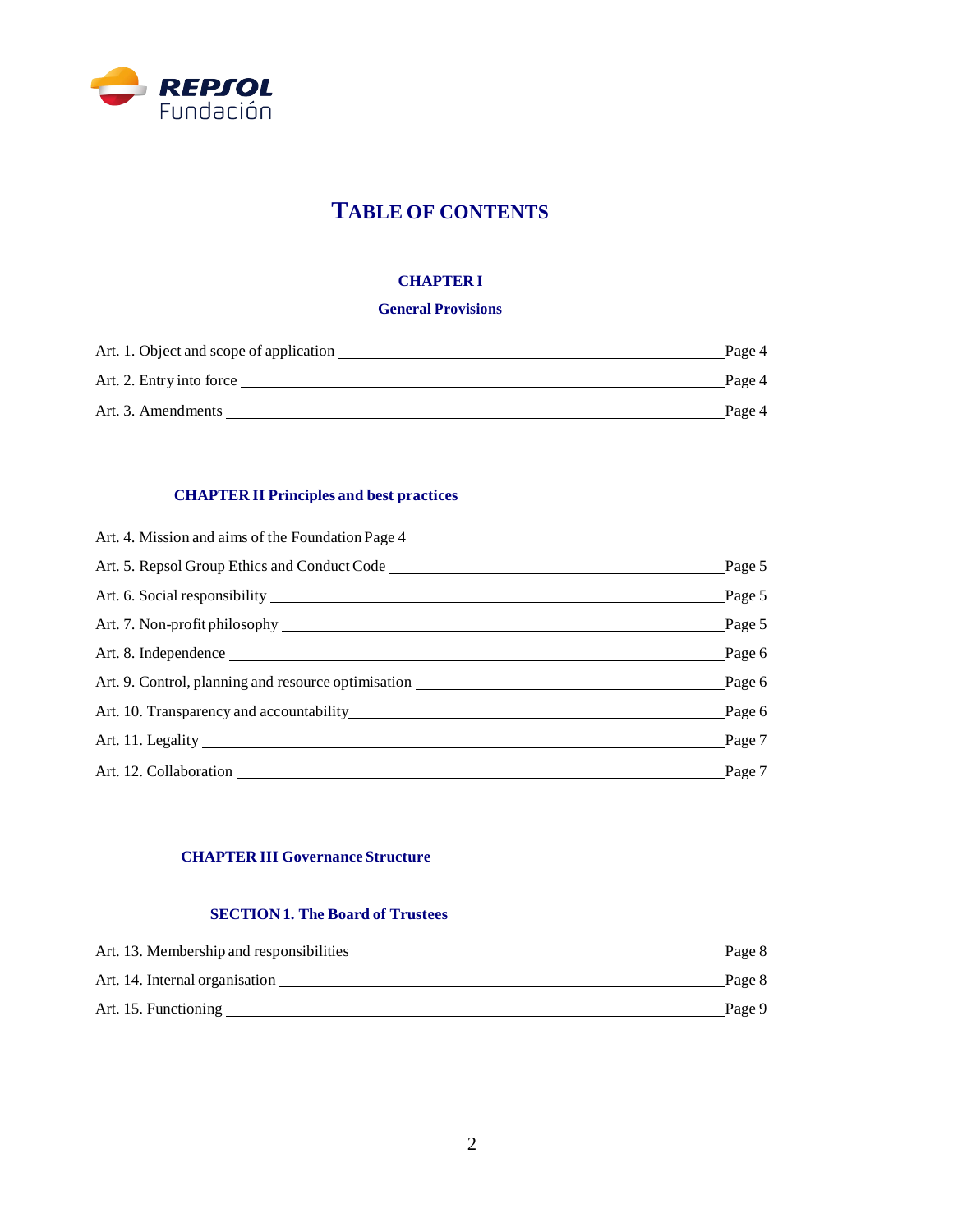# TABLE OF CONTENTS

## CHAPTER I

### General Provisions

Art. 1. Object and scope of application \_\_\_\_ Page 4

Art. 2. Entry into force \_\_\_\_ Page 4

Art. 3. Amendments \_\_\_\_ Page 4

## CHAPTER II Principles and best practices

Art. 4. Mission and aims of the Foundation Page 4

Art. 5. Repsol Group Ethics and Conduct Code \_\_\_\_ Page 5

Art. 6. Social responsibility \_\_\_\_ Page 5

Art. 7. Non-profit philosophy \_\_\_\_ Page 5

Art. 8. Independence \_\_\_\_ Page 6

Art. 9. Control, planning and resource optimisation \_\_\_\_ Page 6

Art. 10. Transparency and accountability \_\_\_\_ Page 6

Art. 11. Legality \_\_\_\_ Page 7

Art. 12. Collaboration \_\_\_\_ Page 7

## CHAPTER III Governance Structure

### SECTION 1. The Board of Trustees

Art. 13. Membership and responsibilities \_\_\_\_ Page 8

Art. 14. Internal organisation \_\_\_\_ Page 8

Art. 15. Functioning \_\_\_\_ Page 9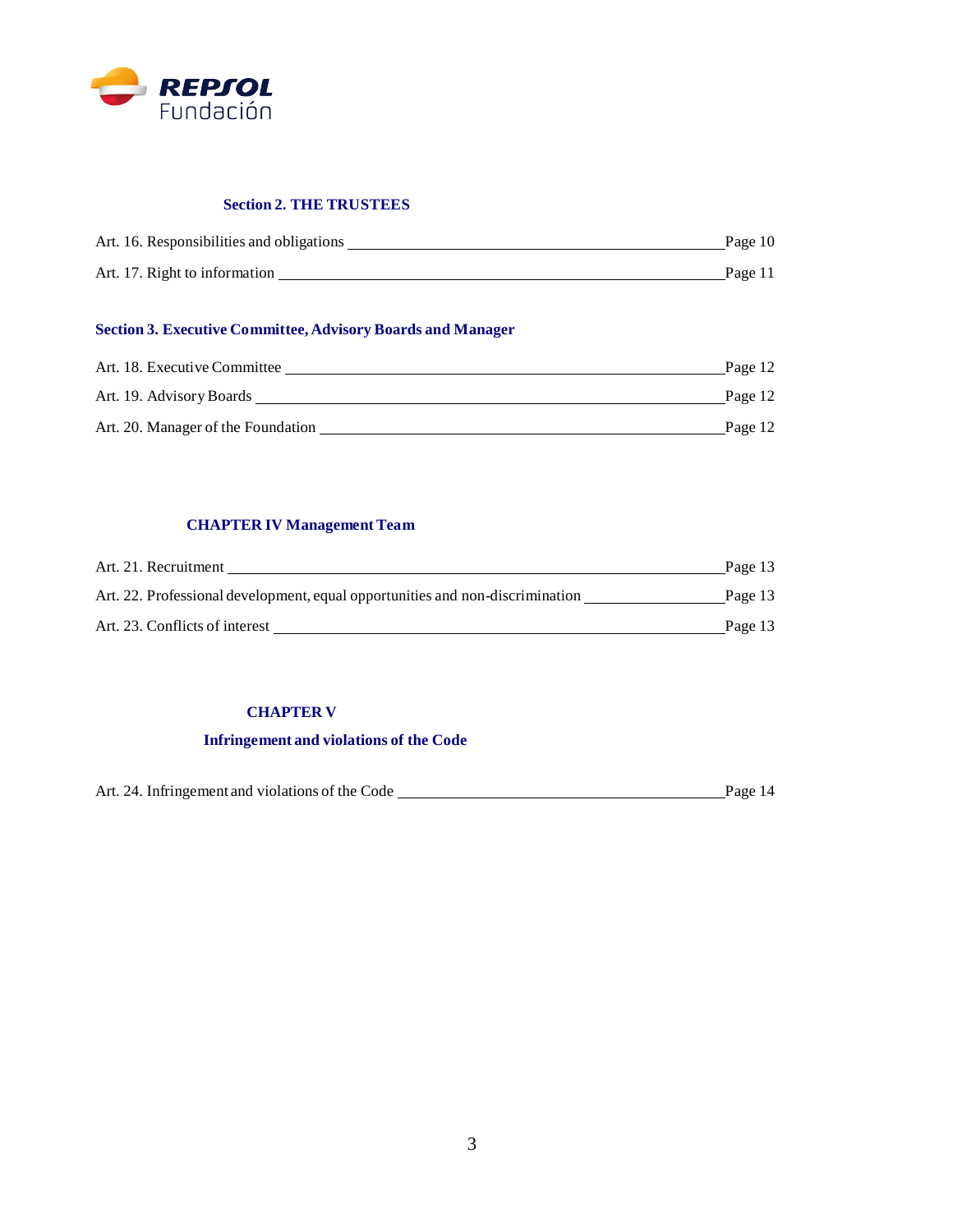### Section 2. THE TRUSTEES

Art. 16. Responsibilities and obligations — Page 10

Art. 17. Right to information — Page 11

### Section 3. Executive Committee, Advisory Boards and Manager

Art. 18. Executive Committee — Page 12

Art. 19. Advisory Boards — Page 12

Art. 20. Manager of the Foundation — Page 12

## CHAPTER IV Management Team

Art. 21. Recruitment — Page 13

Art. 22. Professional development, equal opportunities and non-discrimination — Page 13

Art. 23. Conflicts of interest — Page 13

## CHAPTER V

## Infringement and violations of the Code

Art. 24. Infringement and violations of the Code — Page 14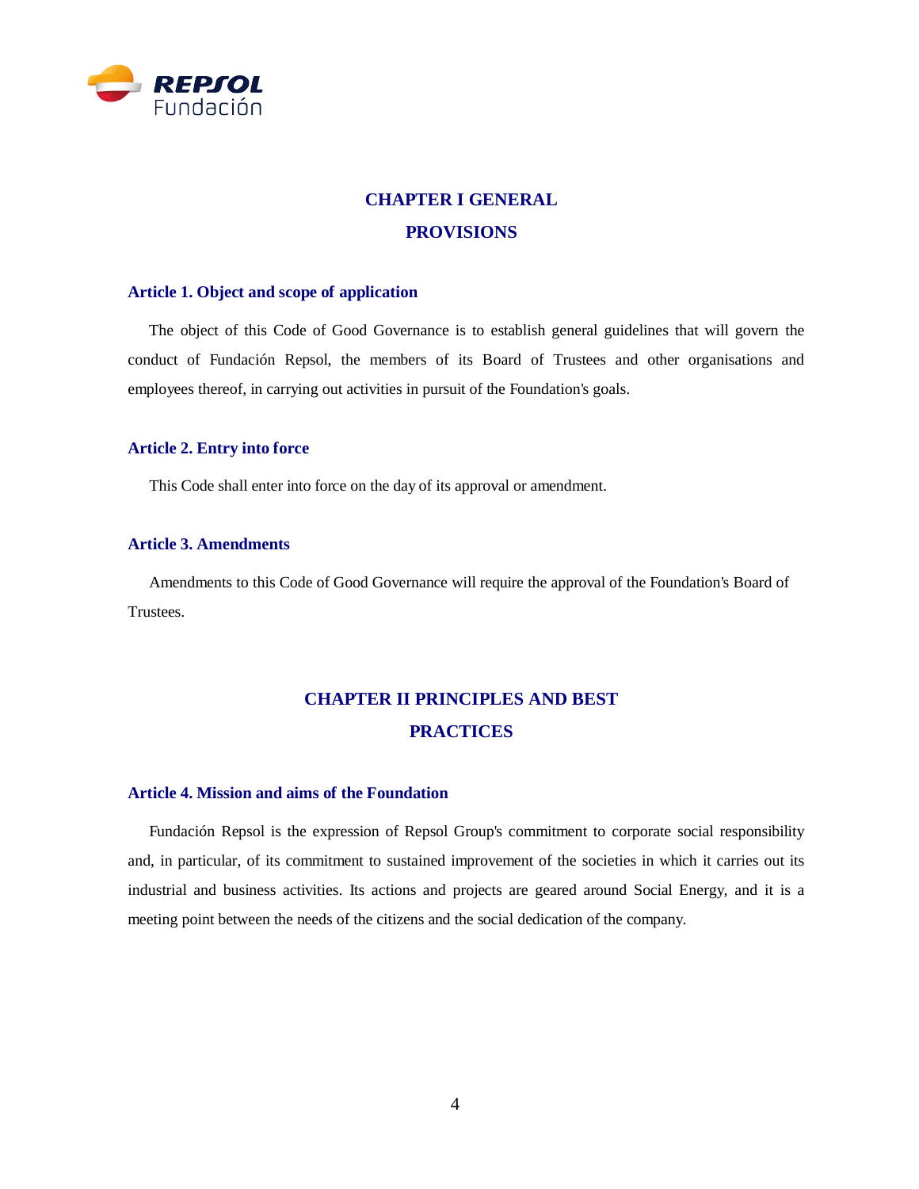## CHAPTER I GENERAL PROVISIONS

### Article 1. Object and scope of application

The object of this Code of Good Governance is to establish general guidelines that will govern the conduct of Fundación Repsol, the members of its Board of Trustees and other organisations and employees thereof, in carrying out activities in pursuit of the Foundation's goals.

### Article 2. Entry into force

This Code shall enter into force on the day of its approval or amendment.

### Article 3. Amendments

Amendments to this Code of Good Governance will require the approval of the Foundation's Board of Trustees.

## CHAPTER II PRINCIPLES AND BEST PRACTICES

### Article 4. Mission and aims of the Foundation

Fundación Repsol is the expression of Repsol Group's commitment to corporate social responsibility and, in particular, of its commitment to sustained improvement of the societies in which it carries out its industrial and business activities. Its actions and projects are geared around Social Energy, and it is a meeting point between the needs of the citizens and the social dedication of the company.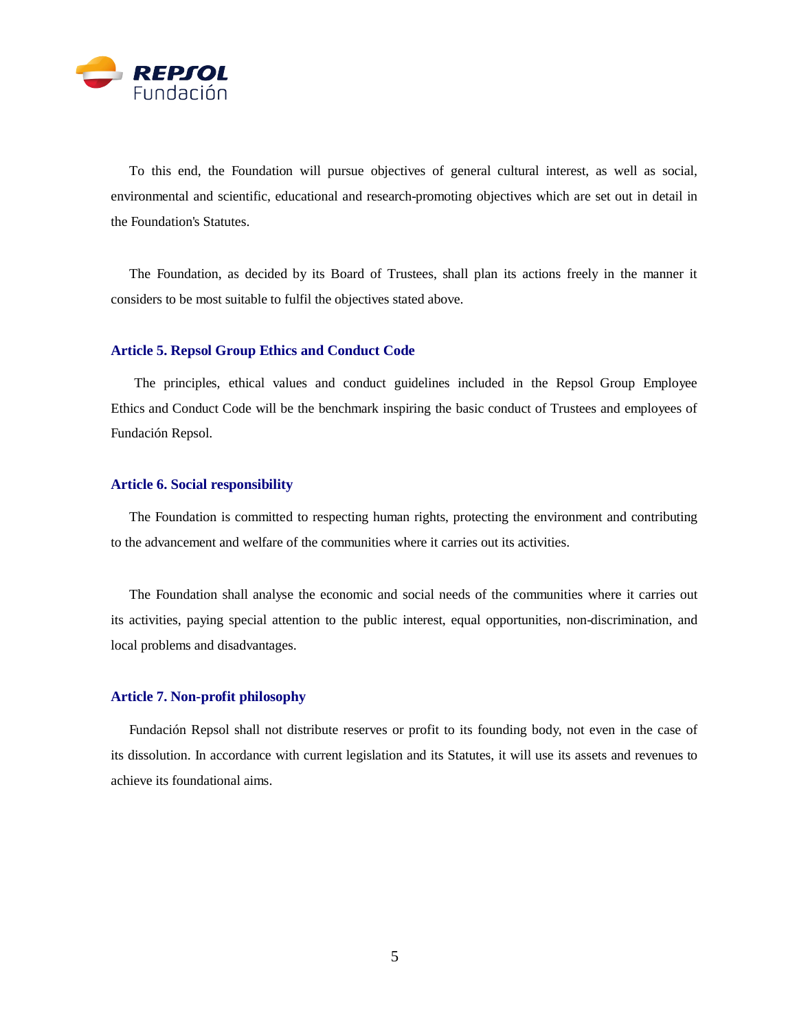To this end, the Foundation will pursue objectives of general cultural interest, as well as social, environmental and scientific, educational and research-promoting objectives which are set out in detail in the Foundation's Statutes.

The Foundation, as decided by its Board of Trustees, shall plan its actions freely in the manner it considers to be most suitable to fulfil the objectives stated above.

### Article 5. Repsol Group Ethics and Conduct Code

The principles, ethical values and conduct guidelines included in the Repsol Group Employee Ethics and Conduct Code will be the benchmark inspiring the basic conduct of Trustees and employees of Fundación Repsol.

### Article 6. Social responsibility

The Foundation is committed to respecting human rights, protecting the environment and contributing to the advancement and welfare of the communities where it carries out its activities.

The Foundation shall analyse the economic and social needs of the communities where it carries out its activities, paying special attention to the public interest, equal opportunities, non-discrimination, and local problems and disadvantages.

### Article 7. Non-profit philosophy

Fundación Repsol shall not distribute reserves or profit to its founding body, not even in the case of its dissolution. In accordance with current legislation and its Statutes, it will use its assets and revenues to achieve its foundational aims.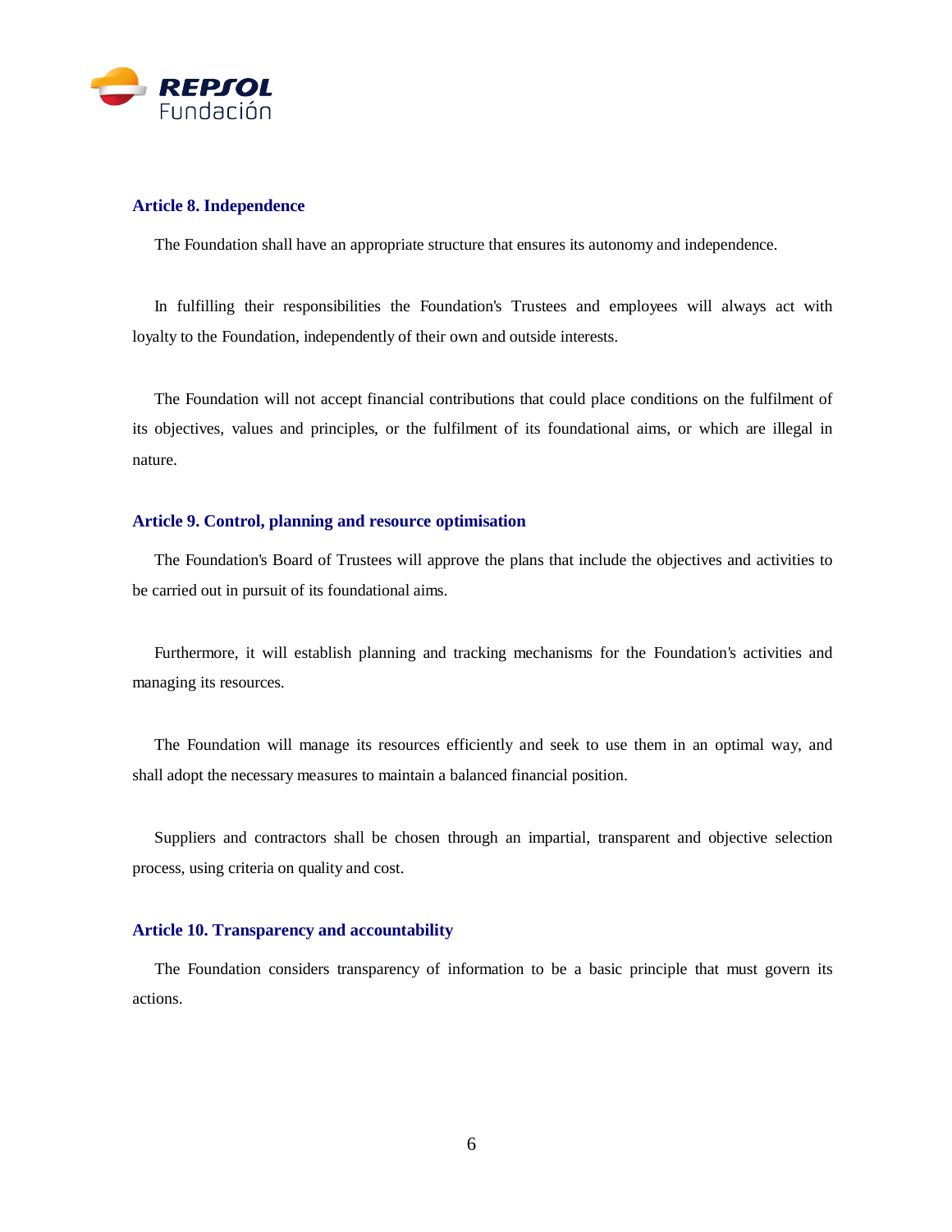### Article 8. Independence

The Foundation shall have an appropriate structure that ensures its autonomy and independence.

In fulfilling their responsibilities the Foundation's Trustees and employees will always act with loyalty to the Foundation, independently of their own and outside interests.

The Foundation will not accept financial contributions that could place conditions on the fulfilment of its objectives, values and principles, or the fulfilment of its foundational aims, or which are illegal in nature.

### Article 9. Control, planning and resource optimisation

The Foundation's Board of Trustees will approve the plans that include the objectives and activities to be carried out in pursuit of its foundational aims.

Furthermore, it will establish planning and tracking mechanisms for the Foundation's activities and managing its resources.

The Foundation will manage its resources efficiently and seek to use them in an optimal way, and shall adopt the necessary measures to maintain a balanced financial position.

Suppliers and contractors shall be chosen through an impartial, transparent and objective selection process, using criteria on quality and cost.

### Article 10. Transparency and accountability

The Foundation considers transparency of information to be a basic principle that must govern its actions.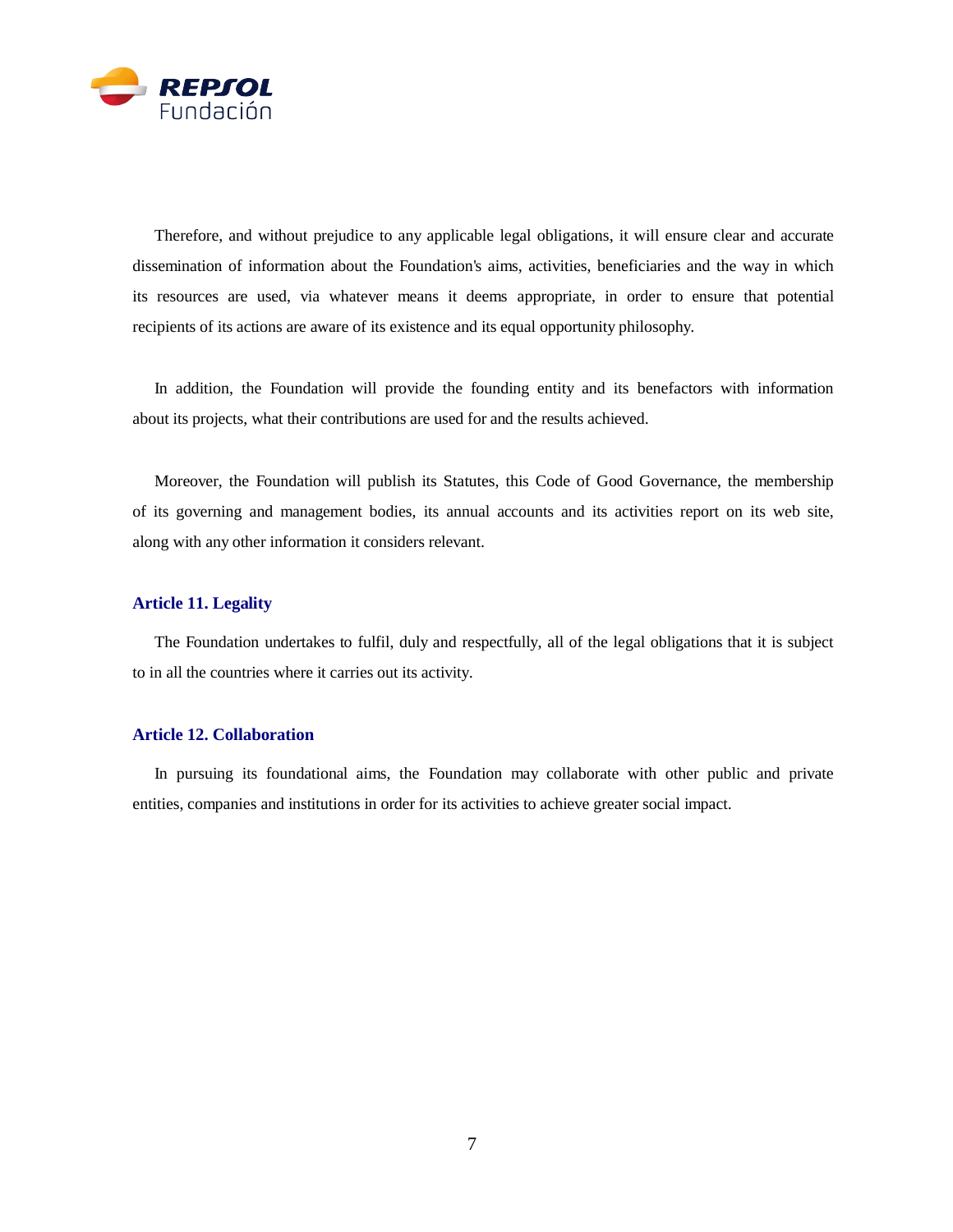Therefore, and without prejudice to any applicable legal obligations, it will ensure clear and accurate dissemination of information about the Foundation's aims, activities, beneficiaries and the way in which its resources are used, via whatever means it deems appropriate, in order to ensure that potential recipients of its actions are aware of its existence and its equal opportunity philosophy.

In addition, the Foundation will provide the founding entity and its benefactors with information about its projects, what their contributions are used for and the results achieved.

Moreover, the Foundation will publish its Statutes, this Code of Good Governance, the membership of its governing and management bodies, its annual accounts and its activities report on its web site, along with any other information it considers relevant.

### Article 11. Legality

The Foundation undertakes to fulfil, duly and respectfully, all of the legal obligations that it is subject to in all the countries where it carries out its activity.

### Article 12. Collaboration

In pursuing its foundational aims, the Foundation may collaborate with other public and private entities, companies and institutions in order for its activities to achieve greater social impact.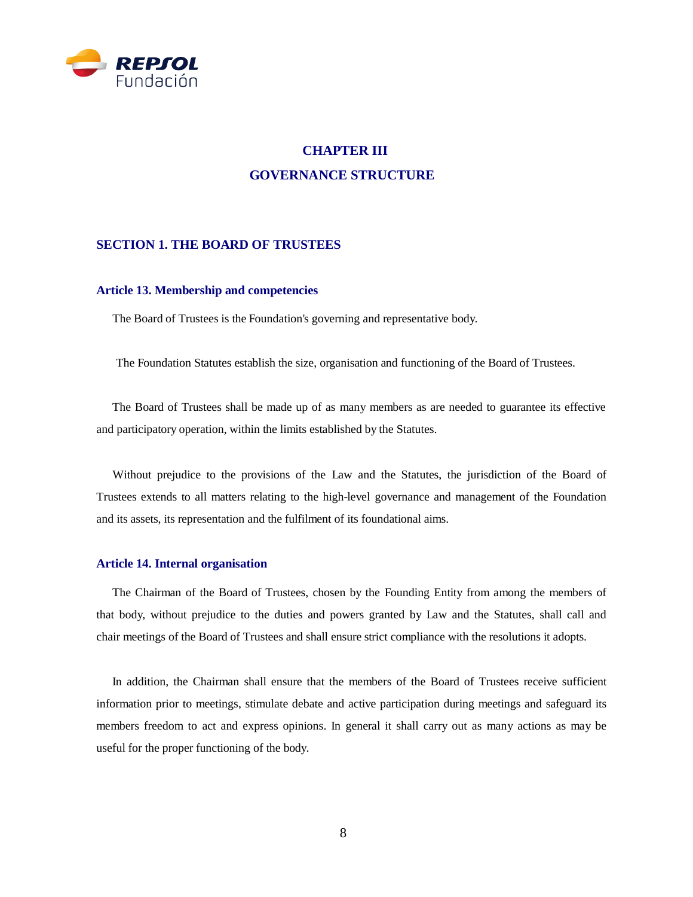# CHAPTER III
# GOVERNANCE STRUCTURE

## SECTION 1. THE BOARD OF TRUSTEES

### Article 13. Membership and competencies

The Board of Trustees is the Foundation's governing and representative body.

The Foundation Statutes establish the size, organisation and functioning of the Board of Trustees.

The Board of Trustees shall be made up of as many members as are needed to guarantee its effective and participatory operation, within the limits established by the Statutes.

Without prejudice to the provisions of the Law and the Statutes, the jurisdiction of the Board of Trustees extends to all matters relating to the high-level governance and management of the Foundation and its assets, its representation and the fulfilment of its foundational aims.

### Article 14. Internal organisation

The Chairman of the Board of Trustees, chosen by the Founding Entity from among the members of that body, without prejudice to the duties and powers granted by Law and the Statutes, shall call and chair meetings of the Board of Trustees and shall ensure strict compliance with the resolutions it adopts.

In addition, the Chairman shall ensure that the members of the Board of Trustees receive sufficient information prior to meetings, stimulate debate and active participation during meetings and safeguard its members freedom to act and express opinions. In general it shall carry out as many actions as may be useful for the proper functioning of the body.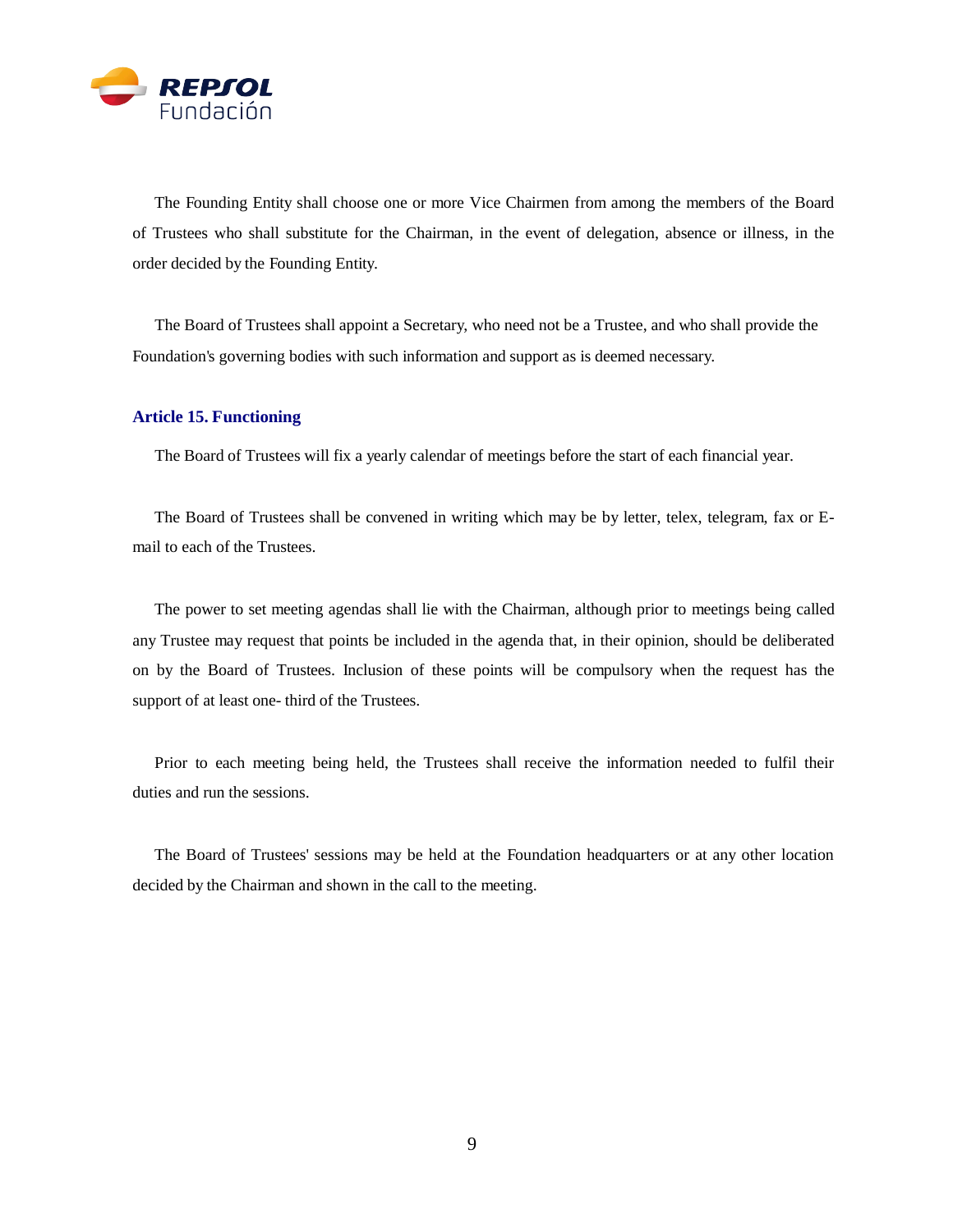The Founding Entity shall choose one or more Vice Chairmen from among the members of the Board of Trustees who shall substitute for the Chairman, in the event of delegation, absence or illness, in the order decided by the Founding Entity.

The Board of Trustees shall appoint a Secretary, who need not be a Trustee, and who shall provide the Foundation's governing bodies with such information and support as is deemed necessary.

### Article 15. Functioning

The Board of Trustees will fix a yearly calendar of meetings before the start of each financial year.

The Board of Trustees shall be convened in writing which may be by letter, telex, telegram, fax or E-mail to each of the Trustees.

The power to set meeting agendas shall lie with the Chairman, although prior to meetings being called any Trustee may request that points be included in the agenda that, in their opinion, should be deliberated on by the Board of Trustees. Inclusion of these points will be compulsory when the request has the support of at least one- third of the Trustees.

Prior to each meeting being held, the Trustees shall receive the information needed to fulfil their duties and run the sessions.

The Board of Trustees' sessions may be held at the Foundation headquarters or at any other location decided by the Chairman and shown in the call to the meeting.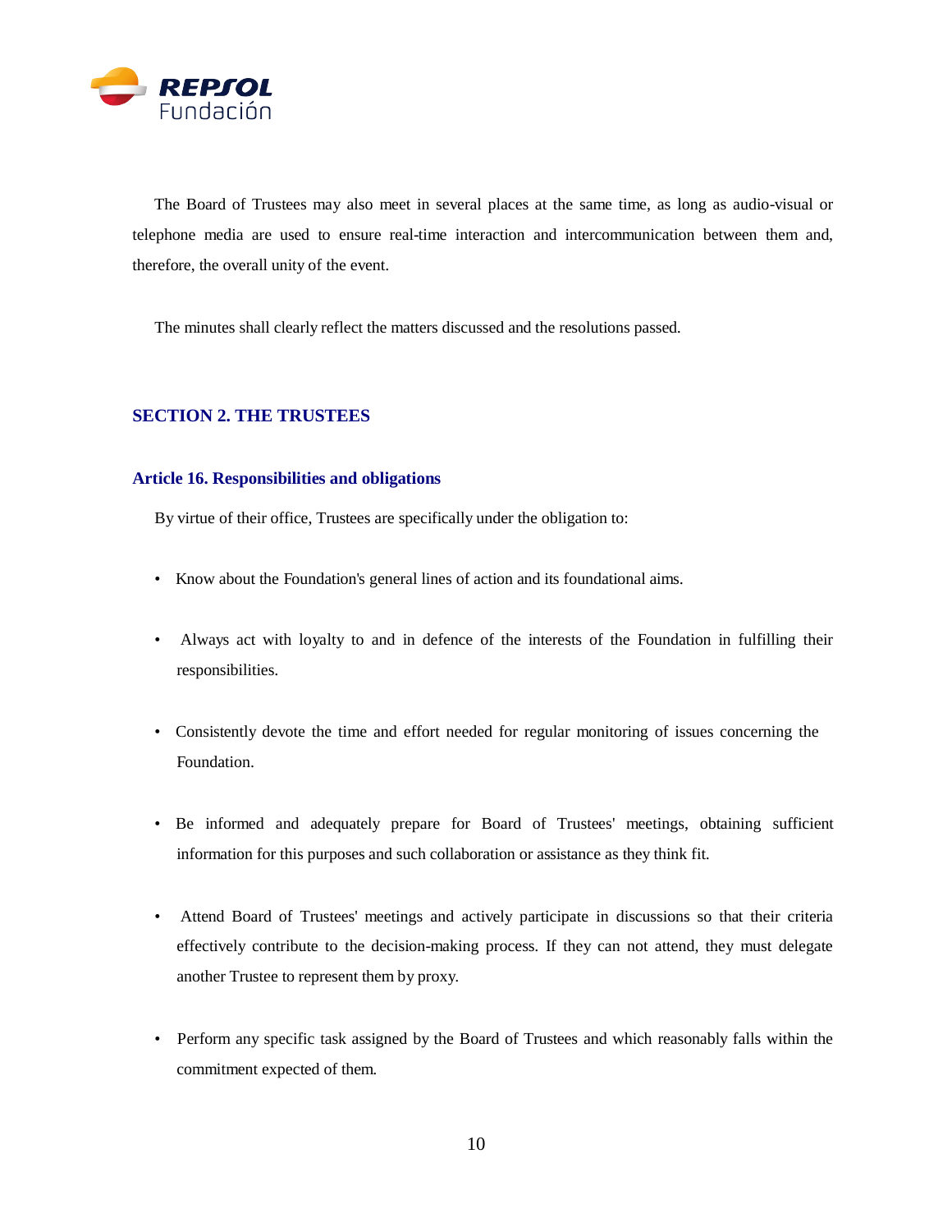The Board of Trustees may also meet in several places at the same time, as long as audio-visual or telephone media are used to ensure real-time interaction and intercommunication between them and, therefore, the overall unity of the event.

The minutes shall clearly reflect the matters discussed and the resolutions passed.

## SECTION 2. THE TRUSTEES

### Article 16. Responsibilities and obligations

By virtue of their office, Trustees are specifically under the obligation to:

- Know about the Foundation's general lines of action and its foundational aims.
- Always act with loyalty to and in defence of the interests of the Foundation in fulfilling their responsibilities.
- Consistently devote the time and effort needed for regular monitoring of issues concerning the Foundation.
- Be informed and adequately prepare for Board of Trustees' meetings, obtaining sufficient information for this purposes and such collaboration or assistance as they think fit.
- Attend Board of Trustees' meetings and actively participate in discussions so that their criteria effectively contribute to the decision-making process. If they can not attend, they must delegate another Trustee to represent them by proxy.
- Perform any specific task assigned by the Board of Trustees and which reasonably falls within the commitment expected of them.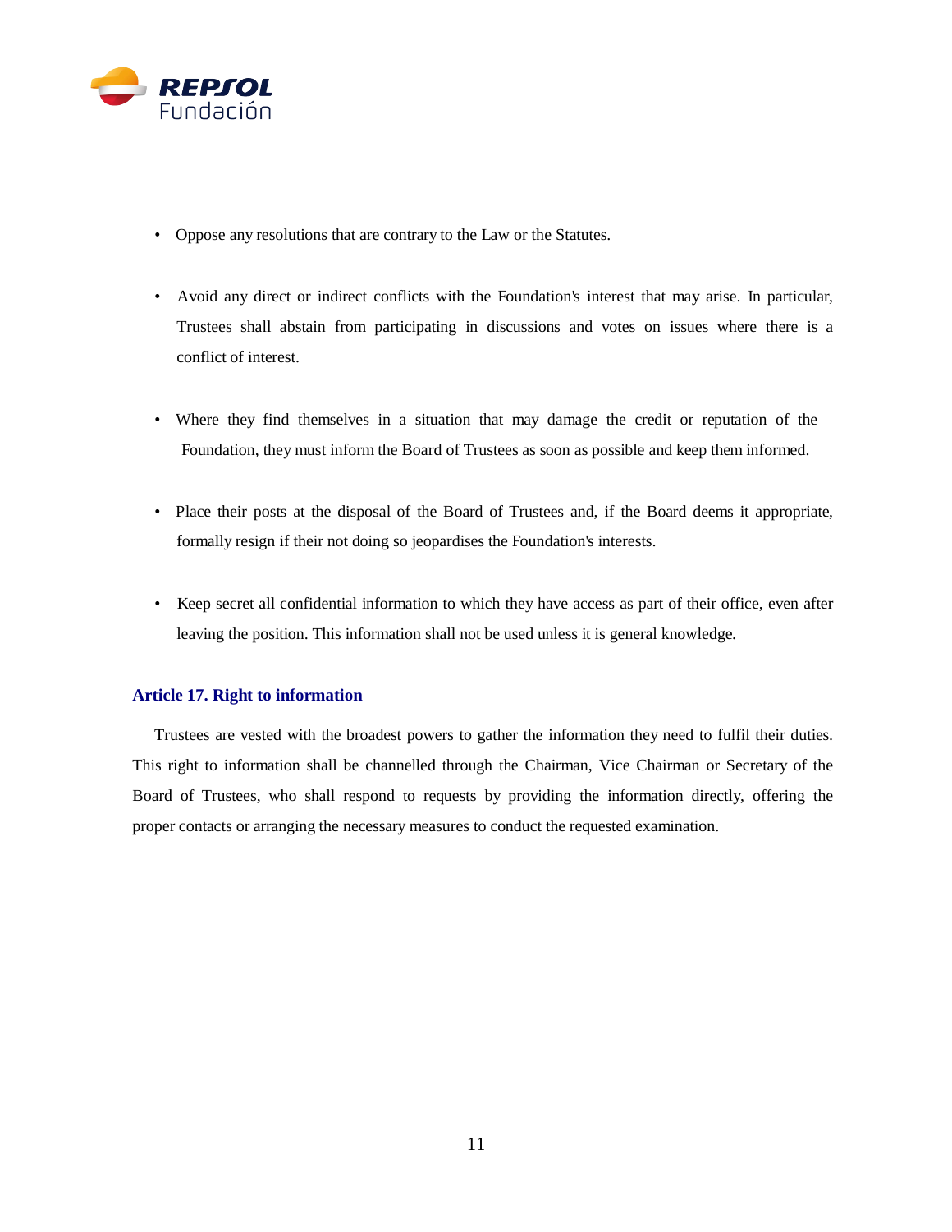- Oppose any resolutions that are contrary to the Law or the Statutes.

- Avoid any direct or indirect conflicts with the Foundation's interest that may arise. In particular, Trustees shall abstain from participating in discussions and votes on issues where there is a conflict of interest.

- Where they find themselves in a situation that may damage the credit or reputation of the Foundation, they must inform the Board of Trustees as soon as possible and keep them informed.

- Place their posts at the disposal of the Board of Trustees and, if the Board deems it appropriate, formally resign if their not doing so jeopardises the Foundation's interests.

- Keep secret all confidential information to which they have access as part of their office, even after leaving the position. This information shall not be used unless it is general knowledge.

### Article 17. Right to information

Trustees are vested with the broadest powers to gather the information they need to fulfil their duties. This right to information shall be channelled through the Chairman, Vice Chairman or Secretary of the Board of Trustees, who shall respond to requests by providing the information directly, offering the proper contacts or arranging the necessary measures to conduct the requested examination.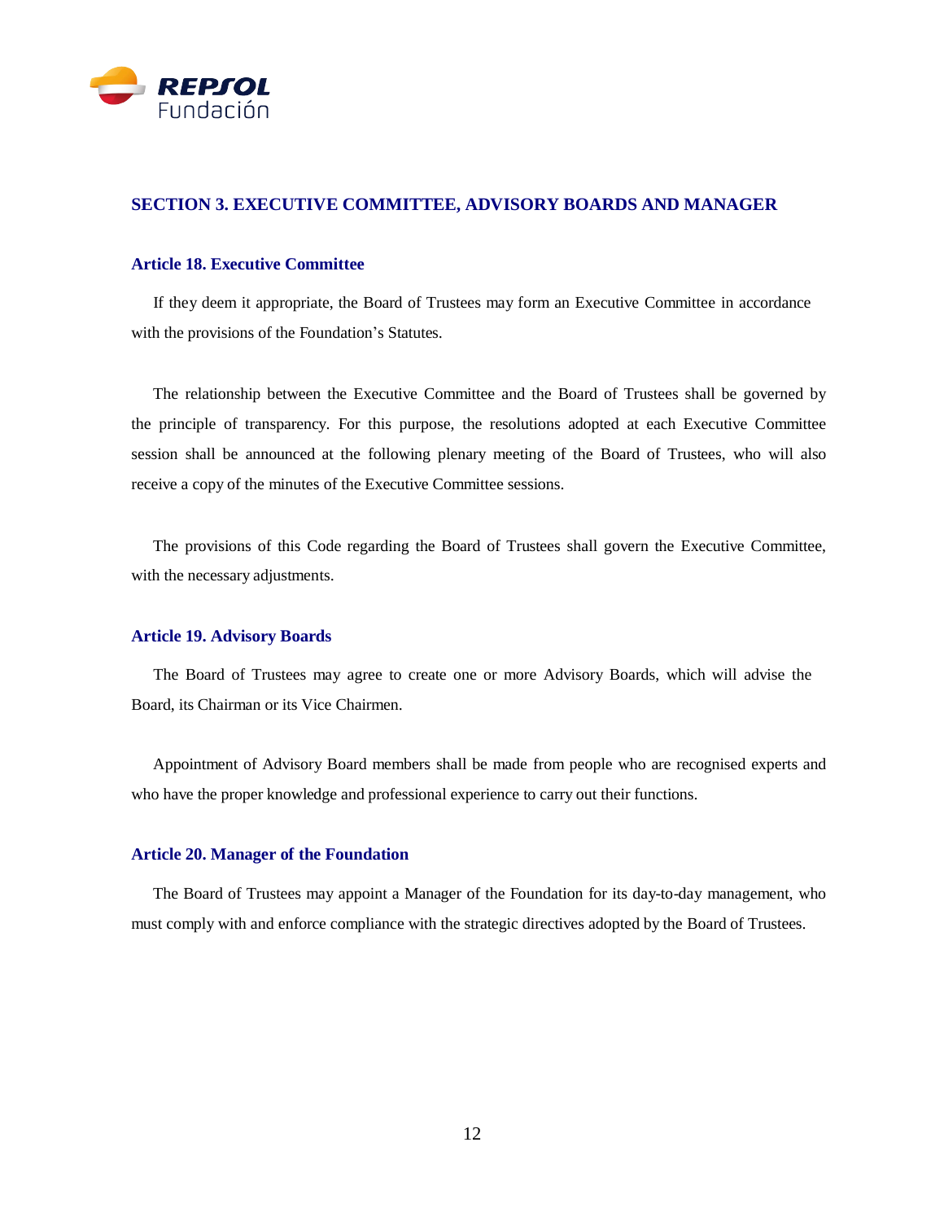## SECTION 3. EXECUTIVE COMMITTEE, ADVISORY BOARDS AND MANAGER

### Article 18. Executive Committee

If they deem it appropriate, the Board of Trustees may form an Executive Committee in accordance with the provisions of the Foundation's Statutes.

The relationship between the Executive Committee and the Board of Trustees shall be governed by the principle of transparency. For this purpose, the resolutions adopted at each Executive Committee session shall be announced at the following plenary meeting of the Board of Trustees, who will also receive a copy of the minutes of the Executive Committee sessions.

The provisions of this Code regarding the Board of Trustees shall govern the Executive Committee, with the necessary adjustments.

### Article 19. Advisory Boards

The Board of Trustees may agree to create one or more Advisory Boards, which will advise the Board, its Chairman or its Vice Chairmen.

Appointment of Advisory Board members shall be made from people who are recognised experts and who have the proper knowledge and professional experience to carry out their functions.

### Article 20. Manager of the Foundation

The Board of Trustees may appoint a Manager of the Foundation for its day-to-day management, who must comply with and enforce compliance with the strategic directives adopted by the Board of Trustees.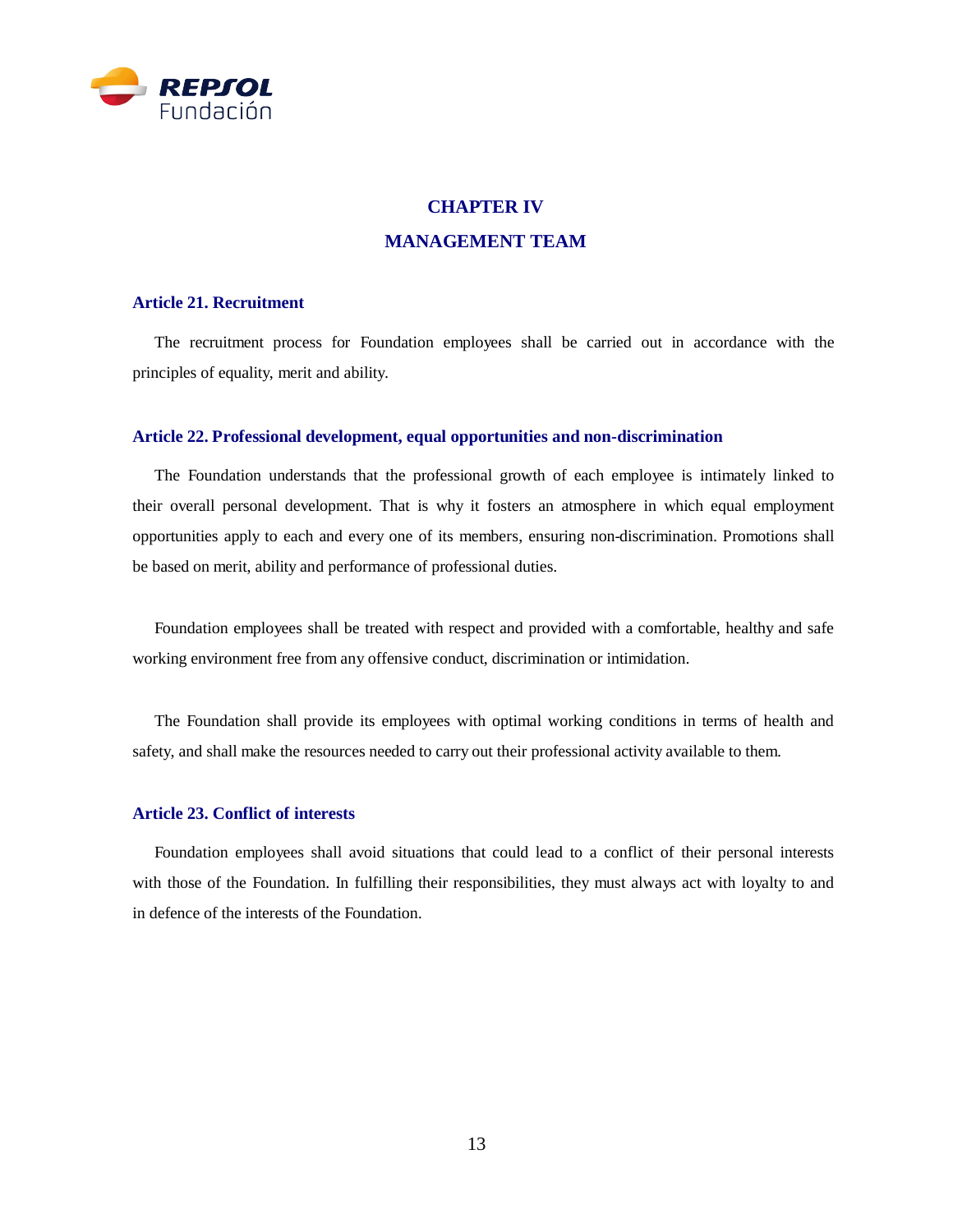# CHAPTER IV

# MANAGEMENT TEAM

### Article 21. Recruitment

The recruitment process for Foundation employees shall be carried out in accordance with the principles of equality, merit and ability.

### Article 22. Professional development, equal opportunities and non-discrimination

The Foundation understands that the professional growth of each employee is intimately linked to their overall personal development. That is why it fosters an atmosphere in which equal employment opportunities apply to each and every one of its members, ensuring non-discrimination. Promotions shall be based on merit, ability and performance of professional duties.

Foundation employees shall be treated with respect and provided with a comfortable, healthy and safe working environment free from any offensive conduct, discrimination or intimidation.

The Foundation shall provide its employees with optimal working conditions in terms of health and safety, and shall make the resources needed to carry out their professional activity available to them.

### Article 23. Conflict of interests

Foundation employees shall avoid situations that could lead to a conflict of their personal interests with those of the Foundation. In fulfilling their responsibilities, they must always act with loyalty to and in defence of the interests of the Foundation.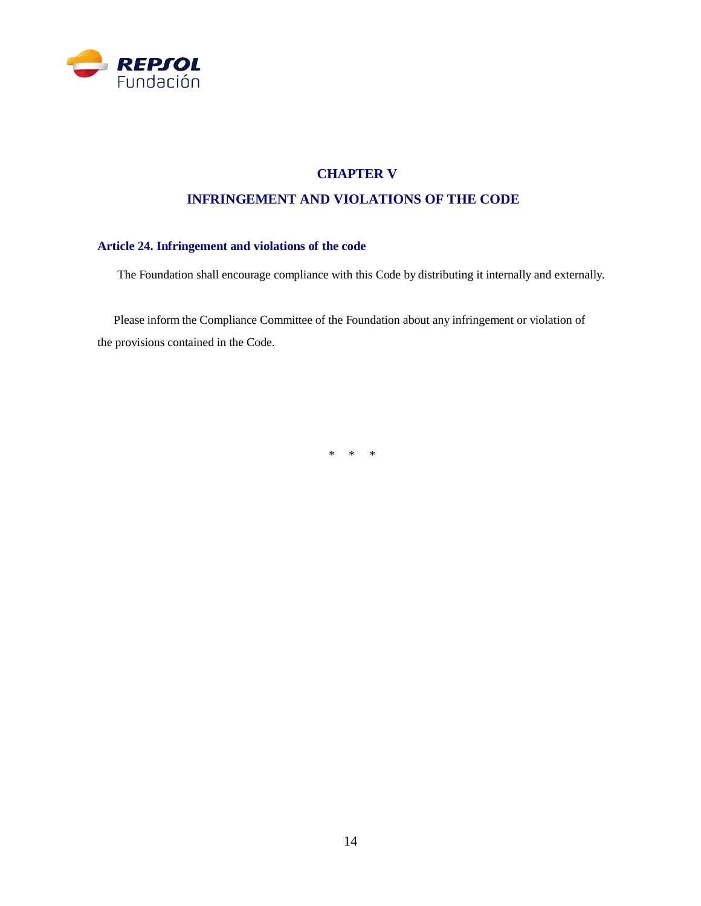# CHAPTER V

# INFRINGEMENT AND VIOLATIONS OF THE CODE

### Article 24. Infringement and violations of the code

The Foundation shall encourage compliance with this Code by distributing it internally and externally.

Please inform the Compliance Committee of the Foundation about any infringement or violation of the provisions contained in the Code.

\* \* \*